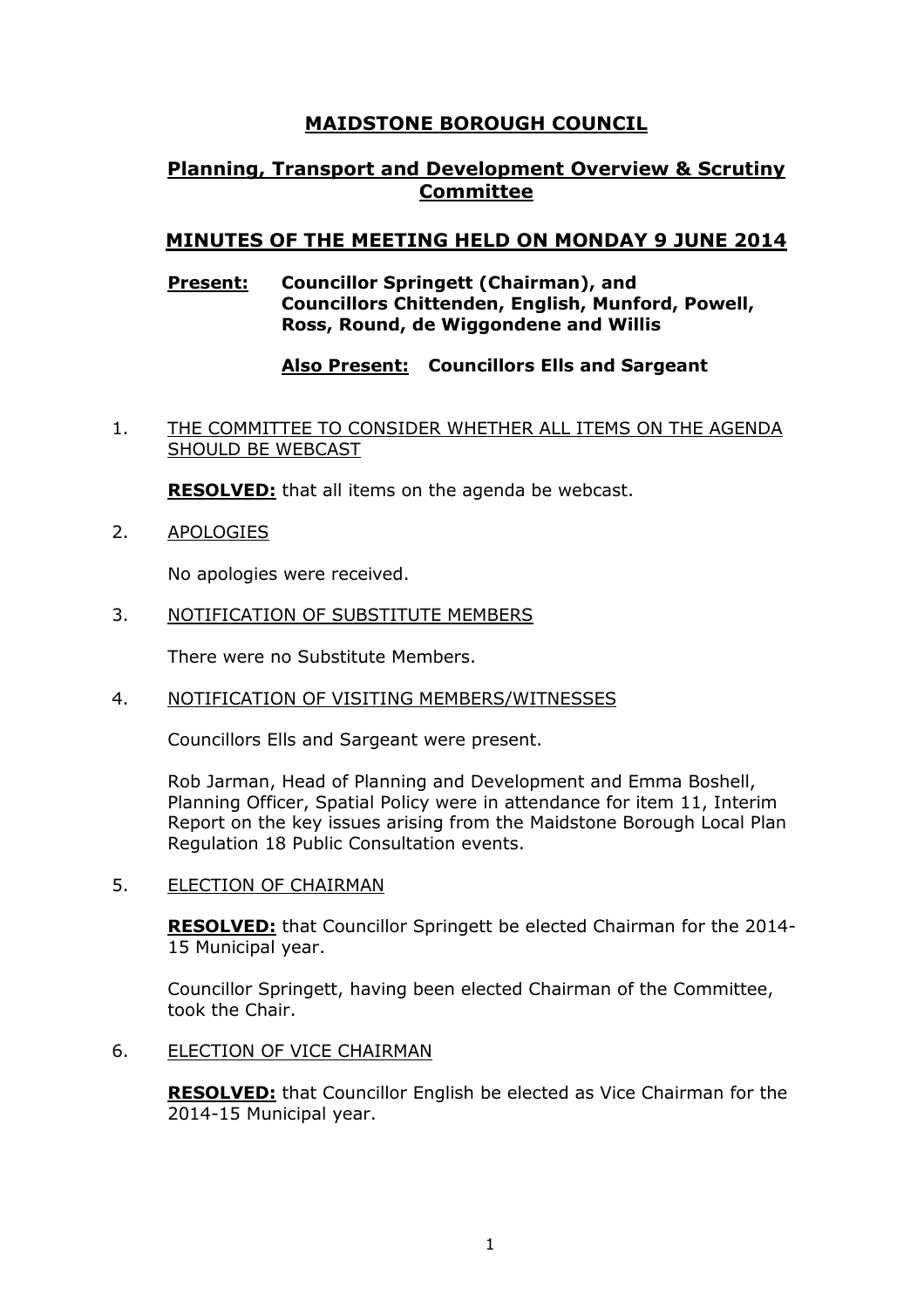# MAIDSTONE BOROUGH COUNCIL

## Planning, Transport and Development Overview & Scrutiny Committee

## MINUTES OF THE MEETING HELD ON MONDAY 9 JUNE 2014

**Present:** **Councillor Springett (Chairman), and Councillors Chittenden, English, Munford, Powell, Ross, Round, de Wiggondene and Willis**

**Also Present:** **Councillors Ells and Sargeant**

1. THE COMMITTEE TO CONSIDER WHETHER ALL ITEMS ON THE AGENDA SHOULD BE WEBCAST

   **RESOLVED:** that all items on the agenda be webcast.

2. APOLOGIES

   No apologies were received.

3. NOTIFICATION OF SUBSTITUTE MEMBERS

   There were no Substitute Members.

4. NOTIFICATION OF VISITING MEMBERS/WITNESSES

   Councillors Ells and Sargeant were present.

   Rob Jarman, Head of Planning and Development and Emma Boshell, Planning Officer, Spatial Policy were in attendance for item 11, Interim Report on the key issues arising from the Maidstone Borough Local Plan Regulation 18 Public Consultation events.

5. ELECTION OF CHAIRMAN

   **RESOLVED:** that Councillor Springett be elected Chairman for the 2014-15 Municipal year.

   Councillor Springett, having been elected Chairman of the Committee, took the Chair.

6. ELECTION OF VICE CHAIRMAN

   **RESOLVED:** that Councillor English be elected as Vice Chairman for the 2014-15 Municipal year.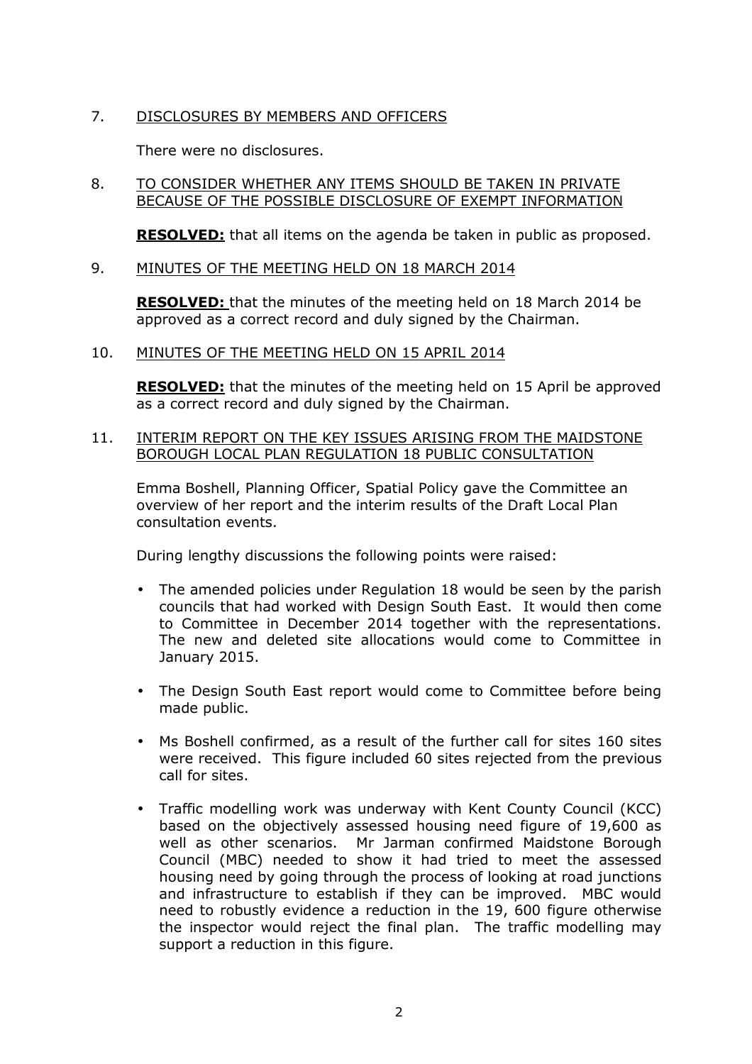7. DISCLOSURES BY MEMBERS AND OFFICERS

There were no disclosures.

8. TO CONSIDER WHETHER ANY ITEMS SHOULD BE TAKEN IN PRIVATE BECAUSE OF THE POSSIBLE DISCLOSURE OF EXEMPT INFORMATION

**RESOLVED:** that all items on the agenda be taken in public as proposed.

9. MINUTES OF THE MEETING HELD ON 18 MARCH 2014

**RESOLVED:** that the minutes of the meeting held on 18 March 2014 be approved as a correct record and duly signed by the Chairman.

10. MINUTES OF THE MEETING HELD ON 15 APRIL 2014

**RESOLVED:** that the minutes of the meeting held on 15 April be approved as a correct record and duly signed by the Chairman.

11. INTERIM REPORT ON THE KEY ISSUES ARISING FROM THE MAIDSTONE BOROUGH LOCAL PLAN REGULATION 18 PUBLIC CONSULTATION

Emma Boshell, Planning Officer, Spatial Policy gave the Committee an overview of her report and the interim results of the Draft Local Plan consultation events.

During lengthy discussions the following points were raised:

- The amended policies under Regulation 18 would be seen by the parish councils that had worked with Design South East. It would then come to Committee in December 2014 together with the representations. The new and deleted site allocations would come to Committee in January 2015.
- The Design South East report would come to Committee before being made public.
- Ms Boshell confirmed, as a result of the further call for sites 160 sites were received. This figure included 60 sites rejected from the previous call for sites.
- Traffic modelling work was underway with Kent County Council (KCC) based on the objectively assessed housing need figure of 19,600 as well as other scenarios. Mr Jarman confirmed Maidstone Borough Council (MBC) needed to show it had tried to meet the assessed housing need by going through the process of looking at road junctions and infrastructure to establish if they can be improved. MBC would need to robustly evidence a reduction in the 19, 600 figure otherwise the inspector would reject the final plan. The traffic modelling may support a reduction in this figure.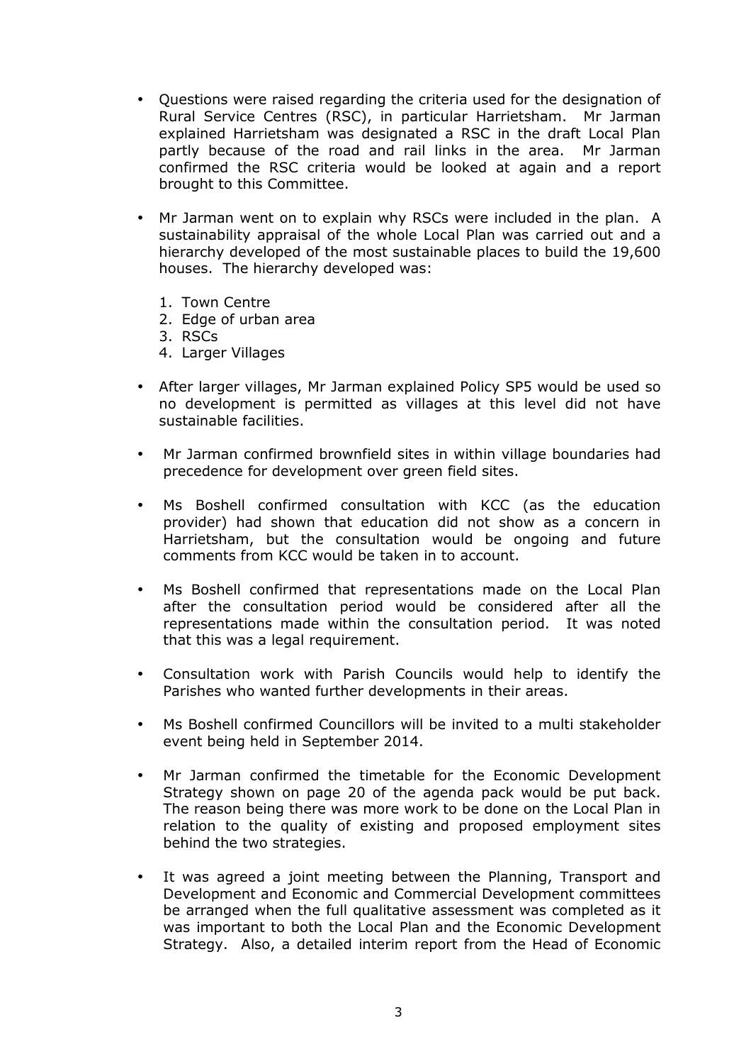- Questions were raised regarding the criteria used for the designation of Rural Service Centres (RSC), in particular Harrietsham. Mr Jarman explained Harrietsham was designated a RSC in the draft Local Plan partly because of the road and rail links in the area. Mr Jarman confirmed the RSC criteria would be looked at again and a report brought to this Committee.

- Mr Jarman went on to explain why RSCs were included in the plan. A sustainability appraisal of the whole Local Plan was carried out and a hierarchy developed of the most sustainable places to build the 19,600 houses. The hierarchy developed was:

  1. Town Centre
  2. Edge of urban area
  3. RSCs
  4. Larger Villages

- After larger villages, Mr Jarman explained Policy SP5 would be used so no development is permitted as villages at this level did not have sustainable facilities.

- Mr Jarman confirmed brownfield sites in within village boundaries had precedence for development over green field sites.

- Ms Boshell confirmed consultation with KCC (as the education provider) had shown that education did not show as a concern in Harrietsham, but the consultation would be ongoing and future comments from KCC would be taken in to account.

- Ms Boshell confirmed that representations made on the Local Plan after the consultation period would be considered after all the representations made within the consultation period. It was noted that this was a legal requirement.

- Consultation work with Parish Councils would help to identify the Parishes who wanted further developments in their areas.

- Ms Boshell confirmed Councillors will be invited to a multi stakeholder event being held in September 2014.

- Mr Jarman confirmed the timetable for the Economic Development Strategy shown on page 20 of the agenda pack would be put back. The reason being there was more work to be done on the Local Plan in relation to the quality of existing and proposed employment sites behind the two strategies.

- It was agreed a joint meeting between the Planning, Transport and Development and Economic and Commercial Development committees be arranged when the full qualitative assessment was completed as it was important to both the Local Plan and the Economic Development Strategy. Also, a detailed interim report from the Head of Economic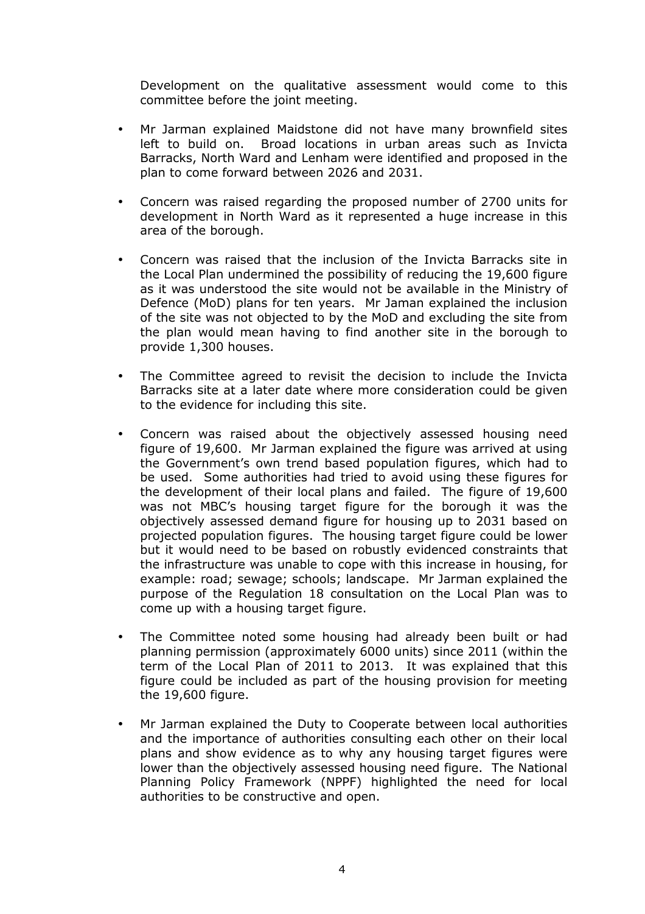Development on the qualitative assessment would come to this committee before the joint meeting.

- Mr Jarman explained Maidstone did not have many brownfield sites left to build on. Broad locations in urban areas such as Invicta Barracks, North Ward and Lenham were identified and proposed in the plan to come forward between 2026 and 2031.

- Concern was raised regarding the proposed number of 2700 units for development in North Ward as it represented a huge increase in this area of the borough.

- Concern was raised that the inclusion of the Invicta Barracks site in the Local Plan undermined the possibility of reducing the 19,600 figure as it was understood the site would not be available in the Ministry of Defence (MoD) plans for ten years. Mr Jaman explained the inclusion of the site was not objected to by the MoD and excluding the site from the plan would mean having to find another site in the borough to provide 1,300 houses.

- The Committee agreed to revisit the decision to include the Invicta Barracks site at a later date where more consideration could be given to the evidence for including this site.

- Concern was raised about the objectively assessed housing need figure of 19,600. Mr Jarman explained the figure was arrived at using the Government's own trend based population figures, which had to be used. Some authorities had tried to avoid using these figures for the development of their local plans and failed. The figure of 19,600 was not MBC's housing target figure for the borough it was the objectively assessed demand figure for housing up to 2031 based on projected population figures. The housing target figure could be lower but it would need to be based on robustly evidenced constraints that the infrastructure was unable to cope with this increase in housing, for example: road; sewage; schools; landscape. Mr Jarman explained the purpose of the Regulation 18 consultation on the Local Plan was to come up with a housing target figure.

- The Committee noted some housing had already been built or had planning permission (approximately 6000 units) since 2011 (within the term of the Local Plan of 2011 to 2013. It was explained that this figure could be included as part of the housing provision for meeting the 19,600 figure.

- Mr Jarman explained the Duty to Cooperate between local authorities and the importance of authorities consulting each other on their local plans and show evidence as to why any housing target figures were lower than the objectively assessed housing need figure. The National Planning Policy Framework (NPPF) highlighted the need for local authorities to be constructive and open.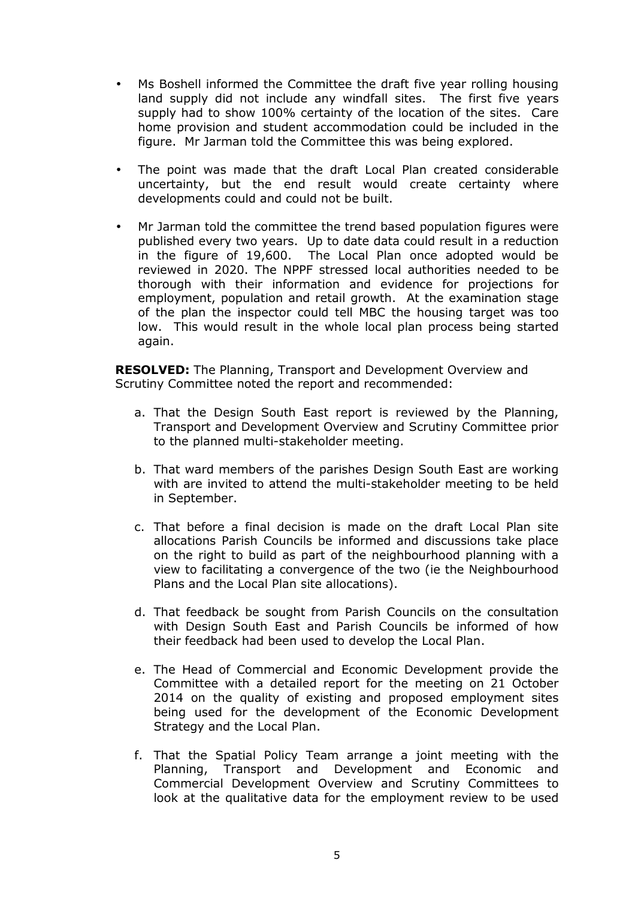- Ms Boshell informed the Committee the draft five year rolling housing land supply did not include any windfall sites. The first five years supply had to show 100% certainty of the location of the sites. Care home provision and student accommodation could be included in the figure. Mr Jarman told the Committee this was being explored.

- The point was made that the draft Local Plan created considerable uncertainty, but the end result would create certainty where developments could and could not be built.

- Mr Jarman told the committee the trend based population figures were published every two years. Up to date data could result in a reduction in the figure of 19,600. The Local Plan once adopted would be reviewed in 2020. The NPPF stressed local authorities needed to be thorough with their information and evidence for projections for employment, population and retail growth. At the examination stage of the plan the inspector could tell MBC the housing target was too low. This would result in the whole local plan process being started again.

**RESOLVED:** The Planning, Transport and Development Overview and Scrutiny Committee noted the report and recommended:

a. That the Design South East report is reviewed by the Planning, Transport and Development Overview and Scrutiny Committee prior to the planned multi-stakeholder meeting.

b. That ward members of the parishes Design South East are working with are invited to attend the multi-stakeholder meeting to be held in September.

c. That before a final decision is made on the draft Local Plan site allocations Parish Councils be informed and discussions take place on the right to build as part of the neighbourhood planning with a view to facilitating a convergence of the two (ie the Neighbourhood Plans and the Local Plan site allocations).

d. That feedback be sought from Parish Councils on the consultation with Design South East and Parish Councils be informed of how their feedback had been used to develop the Local Plan.

e. The Head of Commercial and Economic Development provide the Committee with a detailed report for the meeting on 21 October 2014 on the quality of existing and proposed employment sites being used for the development of the Economic Development Strategy and the Local Plan.

f. That the Spatial Policy Team arrange a joint meeting with the Planning, Transport and Development and Economic and Commercial Development Overview and Scrutiny Committees to look at the qualitative data for the employment review to be used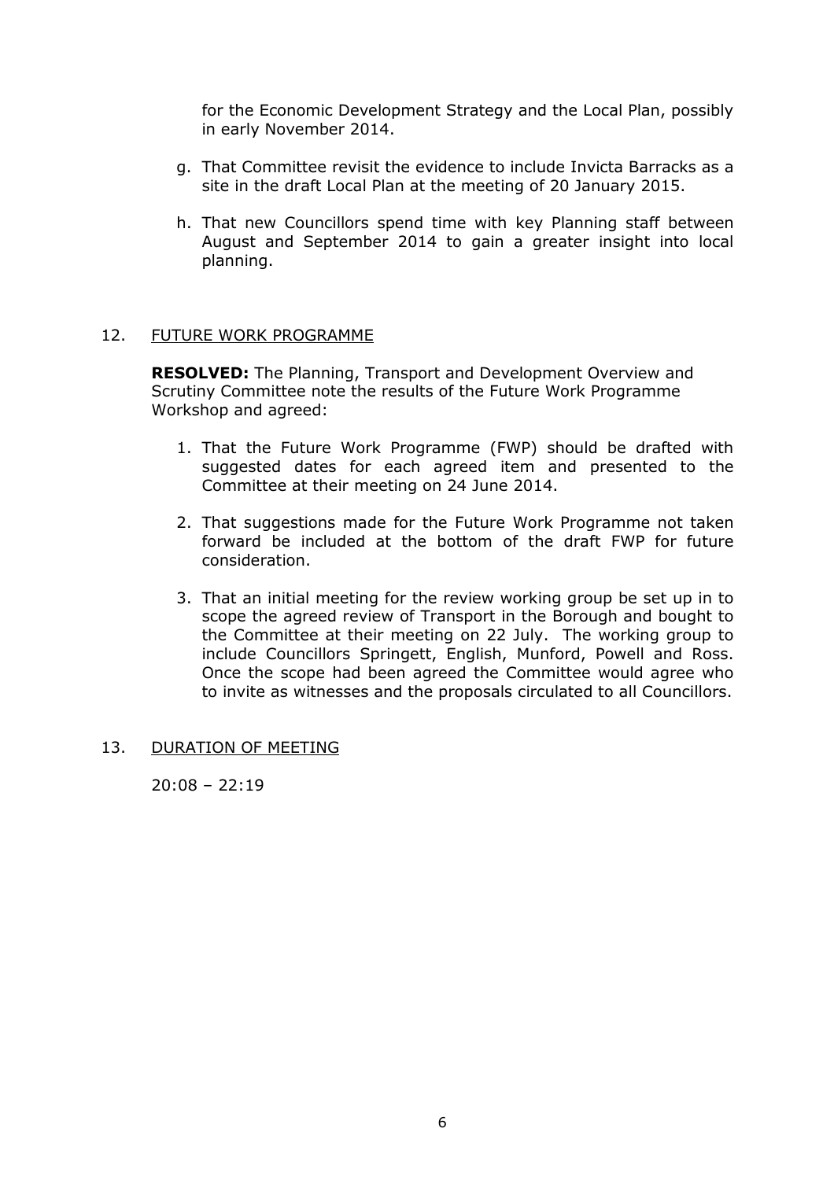for the Economic Development Strategy and the Local Plan, possibly in early November 2014.

g. That Committee revisit the evidence to include Invicta Barracks as a site in the draft Local Plan at the meeting of 20 January 2015.

h. That new Councillors spend time with key Planning staff between August and September 2014 to gain a greater insight into local planning.

12. FUTURE WORK PROGRAMME

**RESOLVED:** The Planning, Transport and Development Overview and Scrutiny Committee note the results of the Future Work Programme Workshop and agreed:

1. That the Future Work Programme (FWP) should be drafted with suggested dates for each agreed item and presented to the Committee at their meeting on 24 June 2014.

2. That suggestions made for the Future Work Programme not taken forward be included at the bottom of the draft FWP for future consideration.

3. That an initial meeting for the review working group be set up in to scope the agreed review of Transport in the Borough and bought to the Committee at their meeting on 22 July. The working group to include Councillors Springett, English, Munford, Powell and Ross. Once the scope had been agreed the Committee would agree who to invite as witnesses and the proposals circulated to all Councillors.

13. DURATION OF MEETING

20:08 – 22:19